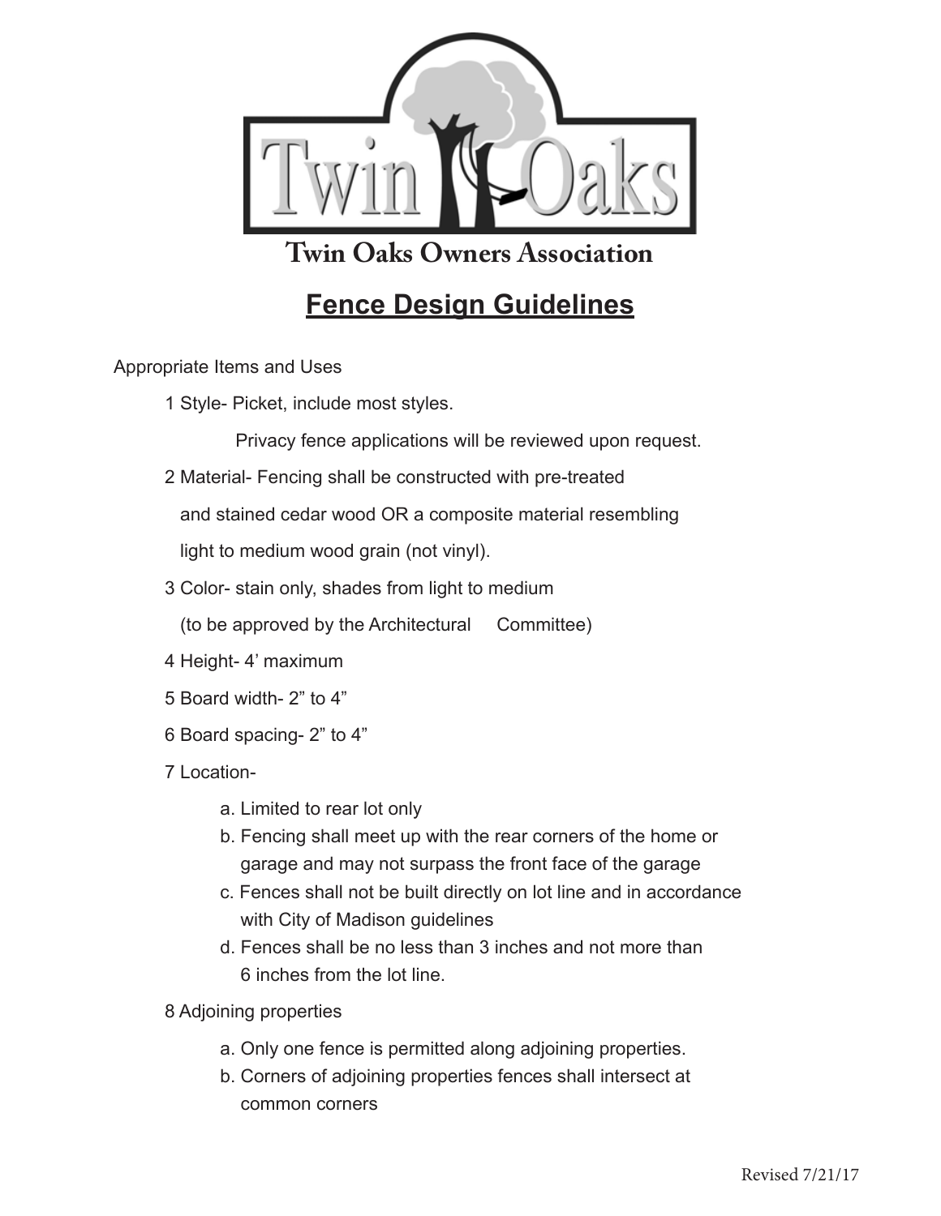Twin Oaks

# Twin Oaks Owners Association

## Fence Design Guidelines

Appropriate Items and Uses

1 Style- Picket, include most styles.

Privacy fence applications will be reviewed upon request.

2 Material- Fencing shall be constructed with pre-treated and stained cedar wood OR a composite material resembling light to medium wood grain (not vinyl).

3 Color- stain only, shades from light to medium (to be approved by the Architectural Committee)

4 Height- 4' maximum

5 Board width- 2" to 4"

6 Board spacing- 2" to 4"

7 Location-

a. Limited to rear lot only
b. Fencing shall meet up with the rear corners of the home or garage and may not surpass the front face of the garage
c. Fences shall not be built directly on lot line and in accordance with City of Madison guidelines
d. Fences shall be no less than 3 inches and not more than 6 inches from the lot line.

8 Adjoining properties

a. Only one fence is permitted along adjoining properties.
b. Corners of adjoining properties fences shall intersect at common corners

Revised 7/21/17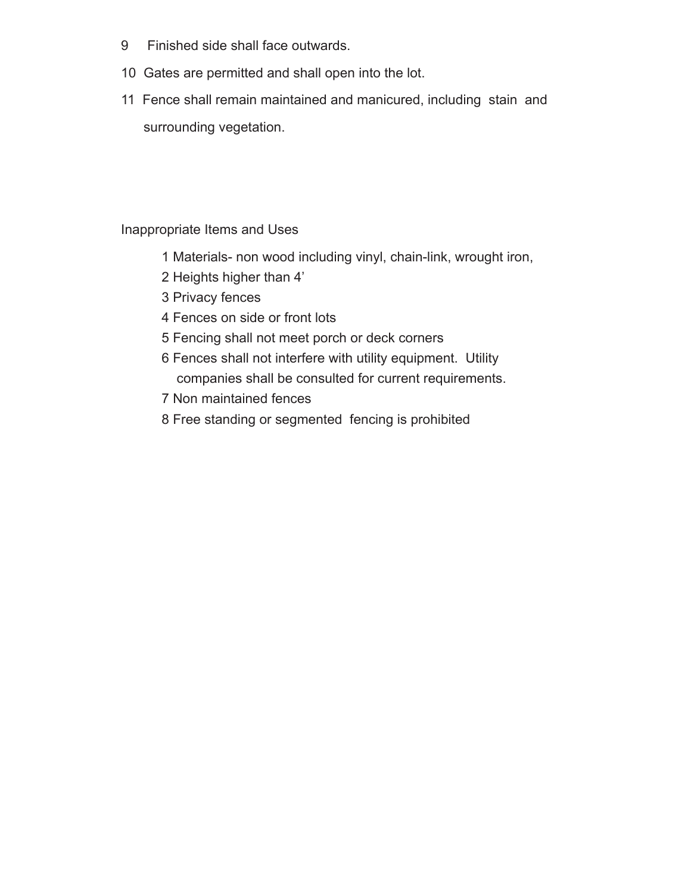9. Finished side shall face outwards.
10. Gates are permitted and shall open into the lot.
11. Fence shall remain maintained and manicured, including stain and surrounding vegetation.

Inappropriate Items and Uses

1. Materials- non wood including vinyl, chain-link, wrought iron,
2. Heights higher than 4'
3. Privacy fences
4. Fences on side or front lots
5. Fencing shall not meet porch or deck corners
6. Fences shall not interfere with utility equipment. Utility companies shall be consulted for current requirements.
7. Non maintained fences
8. Free standing or segmented fencing is prohibited